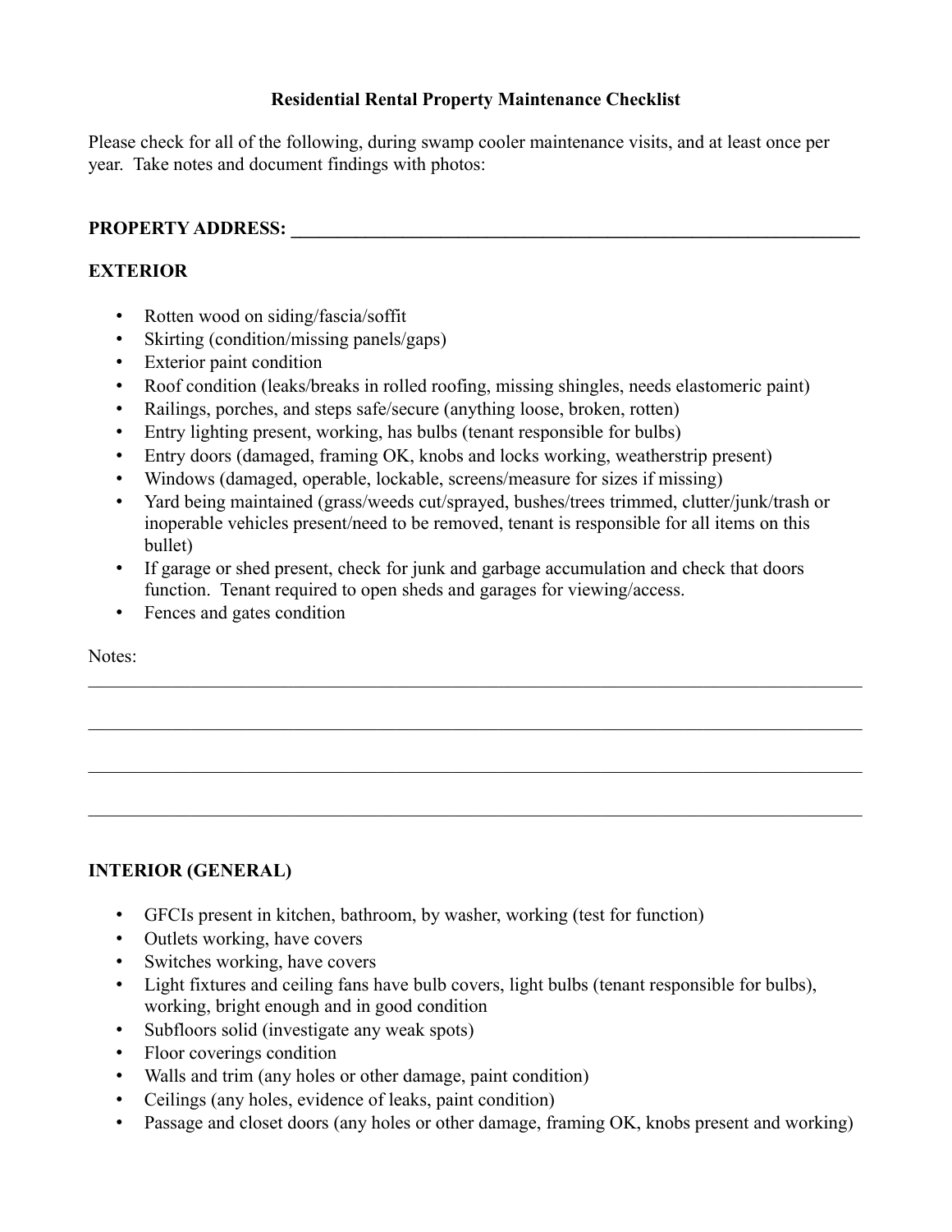# Residential Rental Property Maintenance Checklist

Please check for all of the following, during swamp cooler maintenance visits, and at least once per year. Take notes and document findings with photos:

**PROPERTY ADDRESS: \_\_\_\_\_\_\_\_\_\_\_\_\_\_\_\_\_\_\_\_\_\_\_\_\_\_\_\_\_\_\_\_\_\_\_\_\_\_\_\_\_\_\_\_\_\_\_\_\_\_\_\_\_\_\_\_\_\_\_\_\_\_\_\_**

## EXTERIOR

- Rotten wood on siding/fascia/soffit
- Skirting (condition/missing panels/gaps)
- Exterior paint condition
- Roof condition (leaks/breaks in rolled roofing, missing shingles, needs elastomeric paint)
- Railings, porches, and steps safe/secure (anything loose, broken, rotten)
- Entry lighting present, working, has bulbs (tenant responsible for bulbs)
- Entry doors (damaged, framing OK, knobs and locks working, weatherstrip present)
- Windows (damaged, operable, lockable, screens/measure for sizes if missing)
- Yard being maintained (grass/weeds cut/sprayed, bushes/trees trimmed, clutter/junk/trash or inoperable vehicles present/need to be removed, tenant is responsible for all items on this bullet)
- If garage or shed present, check for junk and garbage accumulation and check that doors function. Tenant required to open sheds and garages for viewing/access.
- Fences and gates condition

Notes:

\_\_\_\_\_\_\_\_\_\_\_\_\_\_\_\_\_\_\_\_\_\_\_\_\_\_\_\_\_\_\_\_\_\_\_\_\_\_\_\_\_\_\_\_\_\_\_\_\_\_\_\_\_\_\_\_\_\_\_\_\_\_\_\_\_\_\_\_\_\_\_\_\_\_\_\_\_\_\_\_

\_\_\_\_\_\_\_\_\_\_\_\_\_\_\_\_\_\_\_\_\_\_\_\_\_\_\_\_\_\_\_\_\_\_\_\_\_\_\_\_\_\_\_\_\_\_\_\_\_\_\_\_\_\_\_\_\_\_\_\_\_\_\_\_\_\_\_\_\_\_\_\_\_\_\_\_\_\_\_\_

\_\_\_\_\_\_\_\_\_\_\_\_\_\_\_\_\_\_\_\_\_\_\_\_\_\_\_\_\_\_\_\_\_\_\_\_\_\_\_\_\_\_\_\_\_\_\_\_\_\_\_\_\_\_\_\_\_\_\_\_\_\_\_\_\_\_\_\_\_\_\_\_\_\_\_\_\_\_\_\_

\_\_\_\_\_\_\_\_\_\_\_\_\_\_\_\_\_\_\_\_\_\_\_\_\_\_\_\_\_\_\_\_\_\_\_\_\_\_\_\_\_\_\_\_\_\_\_\_\_\_\_\_\_\_\_\_\_\_\_\_\_\_\_\_\_\_\_\_\_\_\_\_\_\_\_\_\_\_\_\_

## INTERIOR (GENERAL)

- GFCIs present in kitchen, bathroom, by washer, working (test for function)
- Outlets working, have covers
- Switches working, have covers
- Light fixtures and ceiling fans have bulb covers, light bulbs (tenant responsible for bulbs), working, bright enough and in good condition
- Subfloors solid (investigate any weak spots)
- Floor coverings condition
- Walls and trim (any holes or other damage, paint condition)
- Ceilings (any holes, evidence of leaks, paint condition)
- Passage and closet doors (any holes or other damage, framing OK, knobs present and working)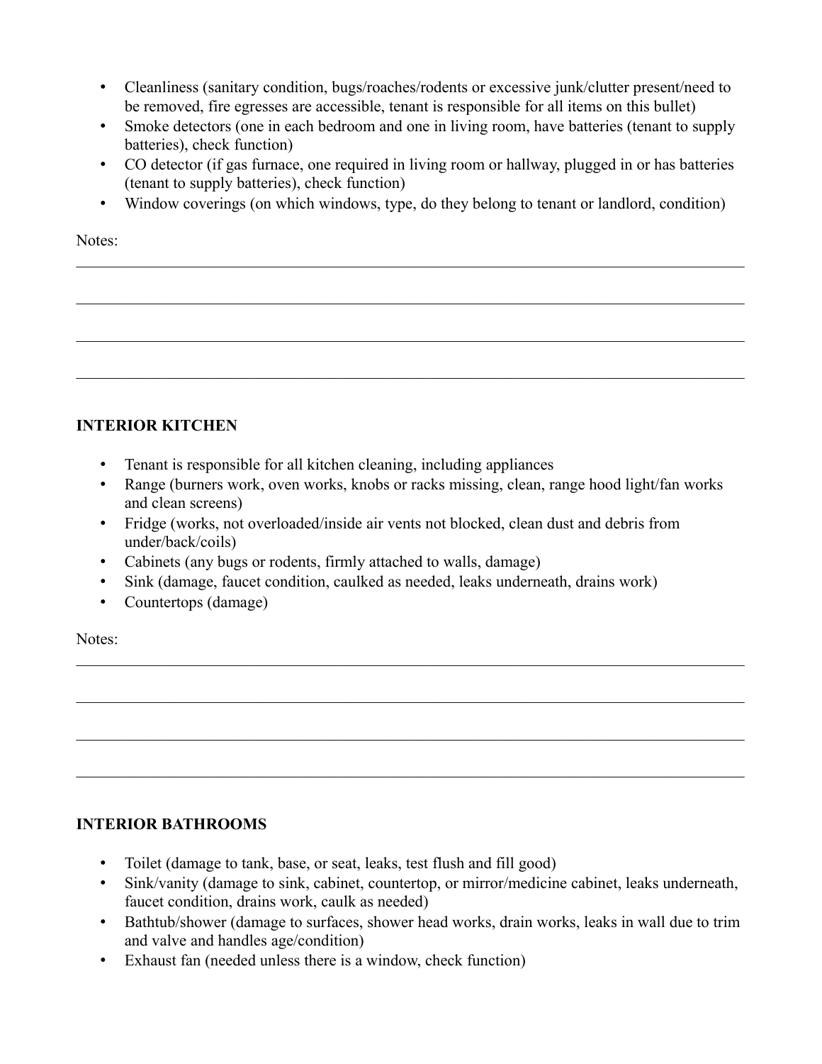- Cleanliness (sanitary condition, bugs/roaches/rodents or excessive junk/clutter present/need to be removed, fire egresses are accessible, tenant is responsible for all items on this bullet)
- Smoke detectors (one in each bedroom and one in living room, have batteries (tenant to supply batteries), check function)
- CO detector (if gas furnace, one required in living room or hallway, plugged in or has batteries (tenant to supply batteries), check function)
- Window coverings (on which windows, type, do they belong to tenant or landlord, condition)

Notes:

______________________________________________________________________________

______________________________________________________________________________

______________________________________________________________________________

______________________________________________________________________________

**INTERIOR KITCHEN**

- Tenant is responsible for all kitchen cleaning, including appliances
- Range (burners work, oven works, knobs or racks missing, clean, range hood light/fan works and clean screens)
- Fridge (works, not overloaded/inside air vents not blocked, clean dust and debris from under/back/coils)
- Cabinets (any bugs or rodents, firmly attached to walls, damage)
- Sink (damage, faucet condition, caulked as needed, leaks underneath, drains work)
- Countertops (damage)

Notes:

______________________________________________________________________________

______________________________________________________________________________

______________________________________________________________________________

______________________________________________________________________________

**INTERIOR BATHROOMS**

- Toilet (damage to tank, base, or seat, leaks, test flush and fill good)
- Sink/vanity (damage to sink, cabinet, countertop, or mirror/medicine cabinet, leaks underneath, faucet condition, drains work, caulk as needed)
- Bathtub/shower (damage to surfaces, shower head works, drain works, leaks in wall due to trim and valve and handles age/condition)
- Exhaust fan (needed unless there is a window, check function)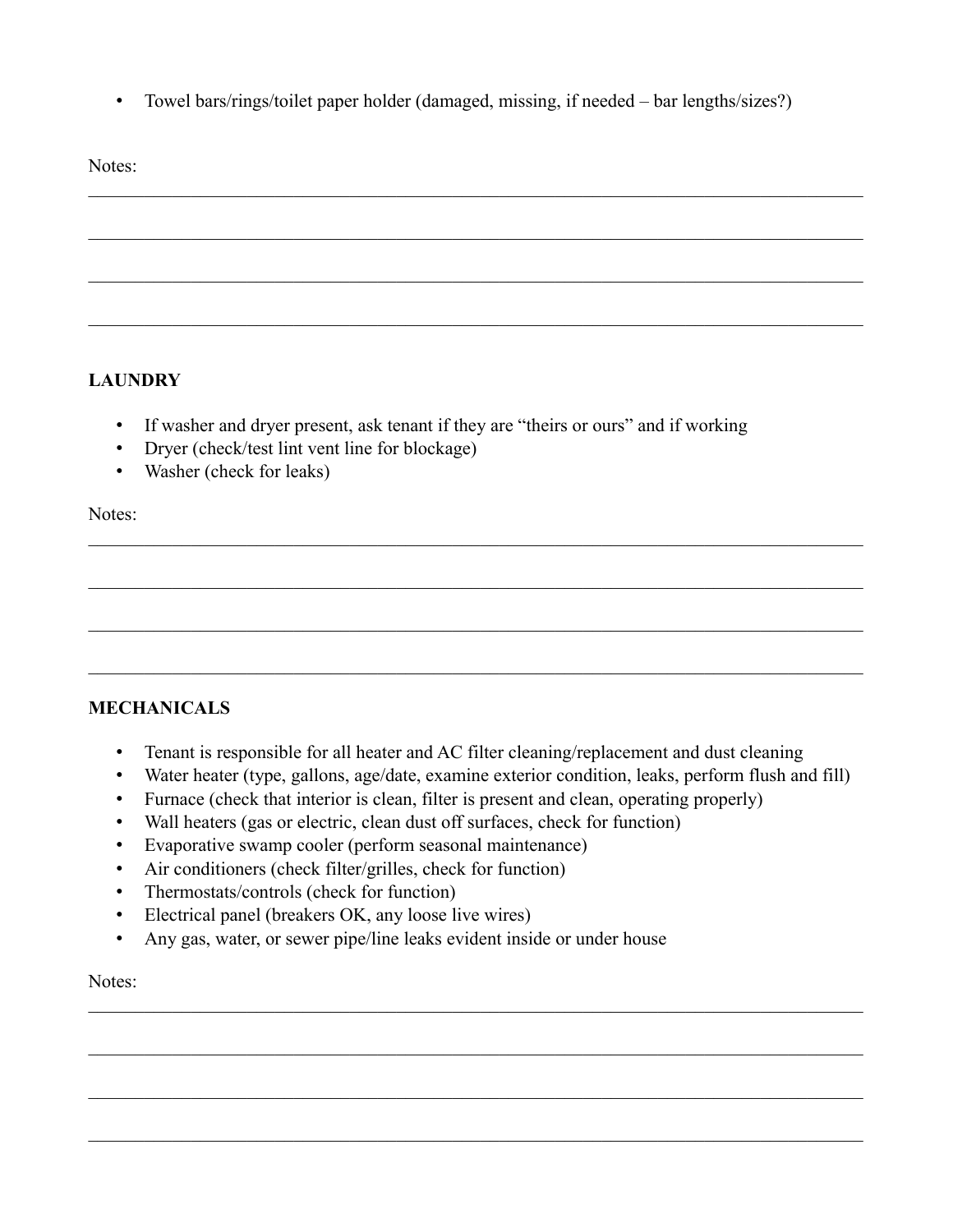- Towel bars/rings/toilet paper holder (damaged, missing, if needed – bar lengths/sizes?)

Notes:

______________________________________________________________________________

______________________________________________________________________________

______________________________________________________________________________

______________________________________________________________________________

**LAUNDRY**

- If washer and dryer present, ask tenant if they are "theirs or ours" and if working
- Dryer (check/test lint vent line for blockage)
- Washer (check for leaks)

Notes:

______________________________________________________________________________

______________________________________________________________________________

______________________________________________________________________________

______________________________________________________________________________

**MECHANICALS**

- Tenant is responsible for all heater and AC filter cleaning/replacement and dust cleaning
- Water heater (type, gallons, age/date, examine exterior condition, leaks, perform flush and fill)
- Furnace (check that interior is clean, filter is present and clean, operating properly)
- Wall heaters (gas or electric, clean dust off surfaces, check for function)
- Evaporative swamp cooler (perform seasonal maintenance)
- Air conditioners (check filter/grilles, check for function)
- Thermostats/controls (check for function)
- Electrical panel (breakers OK, any loose live wires)
- Any gas, water, or sewer pipe/line leaks evident inside or under house

Notes:

______________________________________________________________________________

______________________________________________________________________________

______________________________________________________________________________

______________________________________________________________________________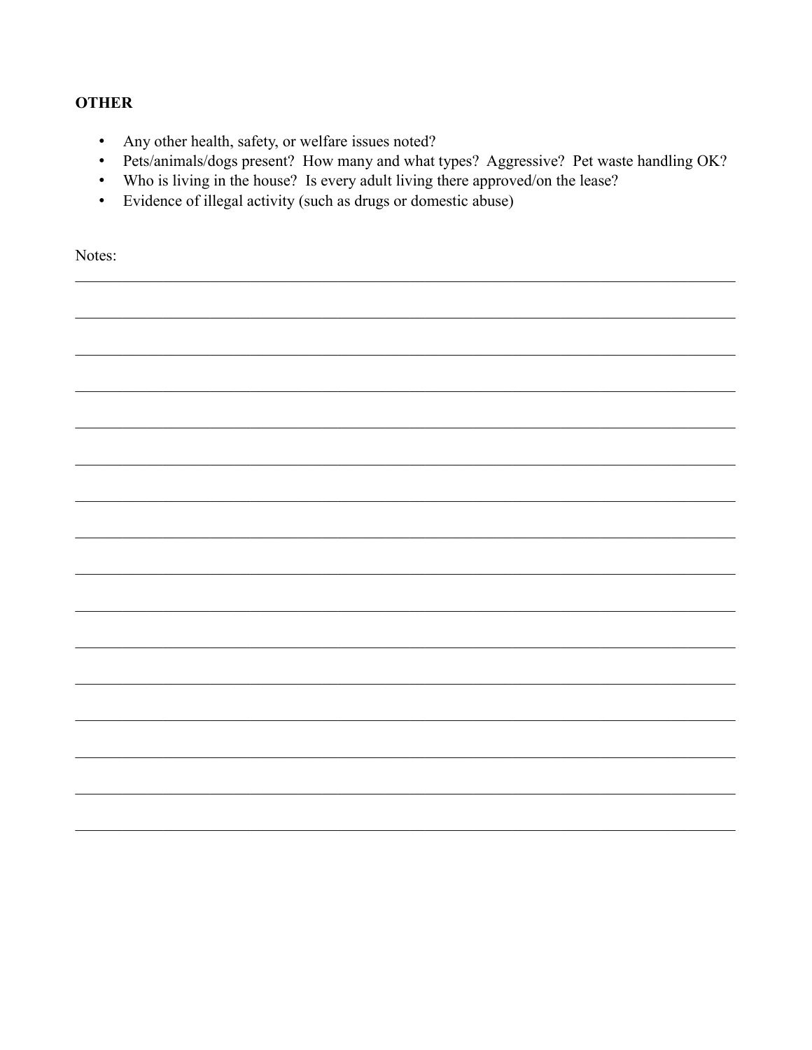**OTHER**

- Any other health, safety, or welfare issues noted?
- Pets/animals/dogs present? How many and what types? Aggressive? Pet waste handling OK?
- Who is living in the house? Is every adult living there approved/on the lease?
- Evidence of illegal activity (such as drugs or domestic abuse)

Notes:

___________________________________________________________________________

___________________________________________________________________________

___________________________________________________________________________

___________________________________________________________________________

___________________________________________________________________________

___________________________________________________________________________

___________________________________________________________________________

___________________________________________________________________________

___________________________________________________________________________

___________________________________________________________________________

___________________________________________________________________________

___________________________________________________________________________

___________________________________________________________________________

___________________________________________________________________________

___________________________________________________________________________

___________________________________________________________________________